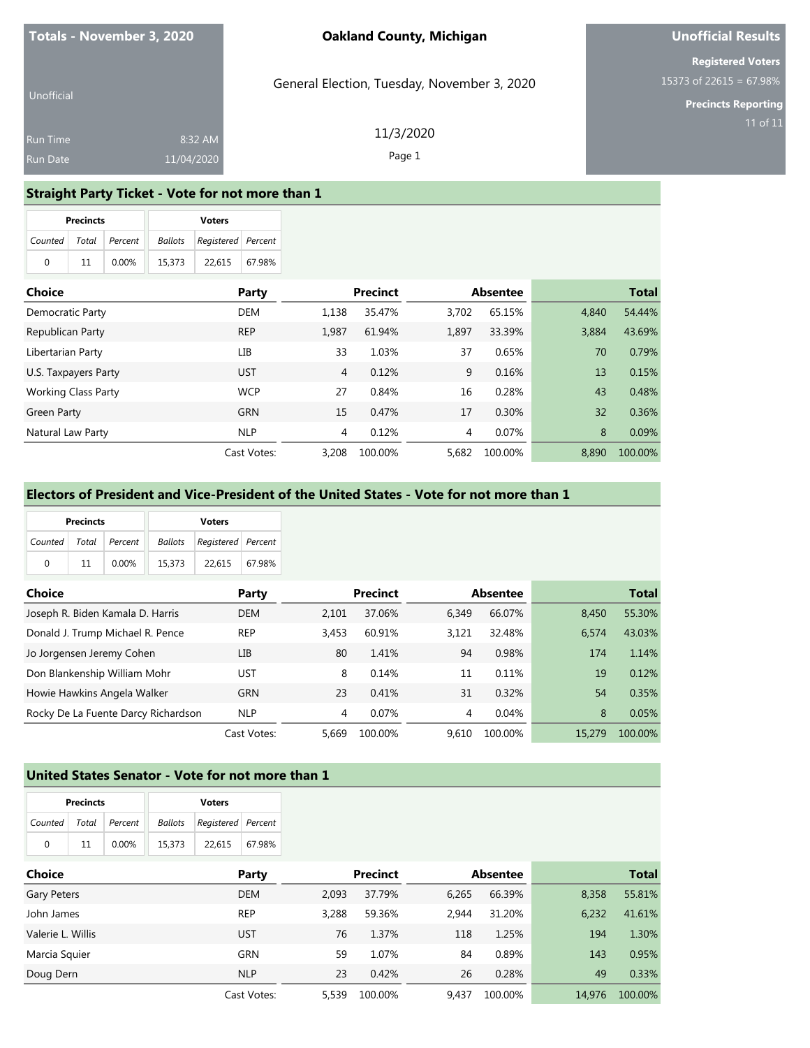**Totals - November 3, 2020**

Unofficial

Run Time 8:32 AM

Run Date 11/04/2020

**Oakland County, Michigan**

General Election, Tuesday, November 3, 2020

11/3/2020

**Unofficial Results**

**Registered Voters**

15373 of 22615 = 67.98%

**Precincts Reporting**

11 of 11

## Straight Party Ticket - Vote for not more than 1

| Precincts | | | Voters | | |
|---|---|---|---|---|---|
| *Counted* | *Total* | *Percent* | *Ballots* | *Registered* | *Percent* |
| 0 | 11 | 0.00% | 15,373 | 22,615 | 67.98% |

| Choice | Party | Precinct | | Absentee | | Total | |
|---|---|---|---|---|---|---|---|
| Democratic Party | DEM | 1,138 | 35.47% | 3,702 | 65.15% | 4,840 | 54.44% |
| Republican Party | REP | 1,987 | 61.94% | 1,897 | 33.39% | 3,884 | 43.69% |
| Libertarian Party | LIB | 33 | 1.03% | 37 | 0.65% | 70 | 0.79% |
| U.S. Taxpayers Party | UST | 4 | 0.12% | 9 | 0.16% | 13 | 0.15% |
| Working Class Party | WCP | 27 | 0.84% | 16 | 0.28% | 43 | 0.48% |
| Green Party | GRN | 15 | 0.47% | 17 | 0.30% | 32 | 0.36% |
| Natural Law Party | NLP | 4 | 0.12% | 4 | 0.07% | 8 | 0.09% |
| | Cast Votes: | 3,208 | 100.00% | 5,682 | 100.00% | 8,890 | 100.00% |

## Electors of President and Vice-President of the United States - Vote for not more than 1

| Precincts | | | Voters | | |
|---|---|---|---|---|---|
| *Counted* | *Total* | *Percent* | *Ballots* | *Registered* | *Percent* |
| 0 | 11 | 0.00% | 15,373 | 22,615 | 67.98% |

| Choice | Party | Precinct | | Absentee | | Total | |
|---|---|---|---|---|---|---|---|
| Joseph R. Biden Kamala D. Harris | DEM | 2,101 | 37.06% | 6,349 | 66.07% | 8,450 | 55.30% |
| Donald J. Trump Michael R. Pence | REP | 3,453 | 60.91% | 3,121 | 32.48% | 6,574 | 43.03% |
| Jo Jorgensen Jeremy Cohen | LIB | 80 | 1.41% | 94 | 0.98% | 174 | 1.14% |
| Don Blankenship William Mohr | UST | 8 | 0.14% | 11 | 0.11% | 19 | 0.12% |
| Howie Hawkins Angela Walker | GRN | 23 | 0.41% | 31 | 0.32% | 54 | 0.35% |
| Rocky De La Fuente Darcy Richardson | NLP | 4 | 0.07% | 4 | 0.04% | 8 | 0.05% |
| | Cast Votes: | 5,669 | 100.00% | 9,610 | 100.00% | 15,279 | 100.00% |

## United States Senator - Vote for not more than 1

| Precincts | | | Voters | | |
|---|---|---|---|---|---|
| *Counted* | *Total* | *Percent* | *Ballots* | *Registered* | *Percent* |
| 0 | 11 | 0.00% | 15,373 | 22,615 | 67.98% |

| Choice | Party | Precinct | | Absentee | | Total | |
|---|---|---|---|---|---|---|---|
| Gary Peters | DEM | 2,093 | 37.79% | 6,265 | 66.39% | 8,358 | 55.81% |
| John James | REP | 3,288 | 59.36% | 2,944 | 31.20% | 6,232 | 41.61% |
| Valerie L. Willis | UST | 76 | 1.37% | 118 | 1.25% | 194 | 1.30% |
| Marcia Squier | GRN | 59 | 1.07% | 84 | 0.89% | 143 | 0.95% |
| Doug Dern | NLP | 23 | 0.42% | 26 | 0.28% | 49 | 0.33% |
| | Cast Votes: | 5,539 | 100.00% | 9,437 | 100.00% | 14,976 | 100.00% |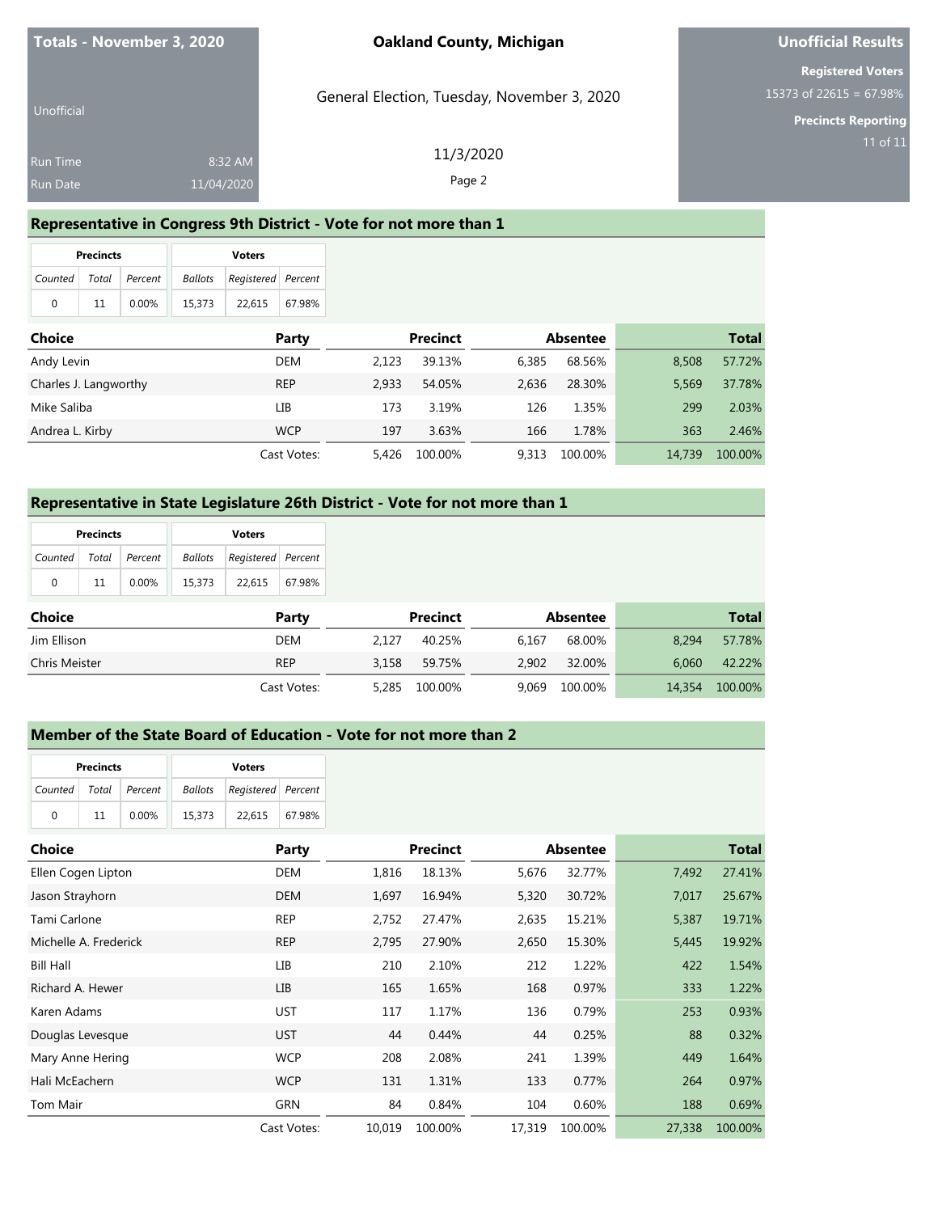**Totals - November 3, 2020**

Unofficial

Run Time 8:32 AM
Run Date 11/04/2020

**Oakland County, Michigan**

General Election, Tuesday, November 3, 2020

11/3/2020

**Unofficial Results**

**Registered Voters**
15373 of 22615 = 67.98%

**Precincts Reporting**
11 of 11

## Representative in Congress 9th District - Vote for not more than 1

| Precincts | | | Voters | | |
|---|---|---|---|---|---|
| Counted | Total | Percent | Ballots | Registered | Percent |
| 0 | 11 | 0.00% | 15,373 | 22,615 | 67.98% |

| Choice | Party | Precinct | | Absentee | | Total | |
|---|---|---|---|---|---|---|---|
| Andy Levin | DEM | 2,123 | 39.13% | 6,385 | 68.56% | 8,508 | 57.72% |
| Charles J. Langworthy | REP | 2,933 | 54.05% | 2,636 | 28.30% | 5,569 | 37.78% |
| Mike Saliba | LIB | 173 | 3.19% | 126 | 1.35% | 299 | 2.03% |
| Andrea L. Kirby | WCP | 197 | 3.63% | 166 | 1.78% | 363 | 2.46% |
| | Cast Votes: | 5,426 | 100.00% | 9,313 | 100.00% | 14,739 | 100.00% |

## Representative in State Legislature 26th District - Vote for not more than 1

| Precincts | | | Voters | | |
|---|---|---|---|---|---|
| Counted | Total | Percent | Ballots | Registered | Percent |
| 0 | 11 | 0.00% | 15,373 | 22,615 | 67.98% |

| Choice | Party | Precinct | | Absentee | | Total | |
|---|---|---|---|---|---|---|---|
| Jim Ellison | DEM | 2,127 | 40.25% | 6,167 | 68.00% | 8,294 | 57.78% |
| Chris Meister | REP | 3,158 | 59.75% | 2,902 | 32.00% | 6,060 | 42.22% |
| | Cast Votes: | 5,285 | 100.00% | 9,069 | 100.00% | 14,354 | 100.00% |

## Member of the State Board of Education - Vote for not more than 2

| Precincts | | | Voters | | |
|---|---|---|---|---|---|
| Counted | Total | Percent | Ballots | Registered | Percent |
| 0 | 11 | 0.00% | 15,373 | 22,615 | 67.98% |

| Choice | Party | Precinct | | Absentee | | Total | |
|---|---|---|---|---|---|---|---|
| Ellen Cogen Lipton | DEM | 1,816 | 18.13% | 5,676 | 32.77% | 7,492 | 27.41% |
| Jason Strayhorn | DEM | 1,697 | 16.94% | 5,320 | 30.72% | 7,017 | 25.67% |
| Tami Carlone | REP | 2,752 | 27.47% | 2,635 | 15.21% | 5,387 | 19.71% |
| Michelle A. Frederick | REP | 2,795 | 27.90% | 2,650 | 15.30% | 5,445 | 19.92% |
| Bill Hall | LIB | 210 | 2.10% | 212 | 1.22% | 422 | 1.54% |
| Richard A. Hewer | LIB | 165 | 1.65% | 168 | 0.97% | 333 | 1.22% |
| Karen Adams | UST | 117 | 1.17% | 136 | 0.79% | 253 | 0.93% |
| Douglas Levesque | UST | 44 | 0.44% | 44 | 0.25% | 88 | 0.32% |
| Mary Anne Hering | WCP | 208 | 2.08% | 241 | 1.39% | 449 | 1.64% |
| Hali McEachern | WCP | 131 | 1.31% | 133 | 0.77% | 264 | 0.97% |
| Tom Mair | GRN | 84 | 0.84% | 104 | 0.60% | 188 | 0.69% |
| | Cast Votes: | 10,019 | 100.00% | 17,319 | 100.00% | 27,338 | 100.00% |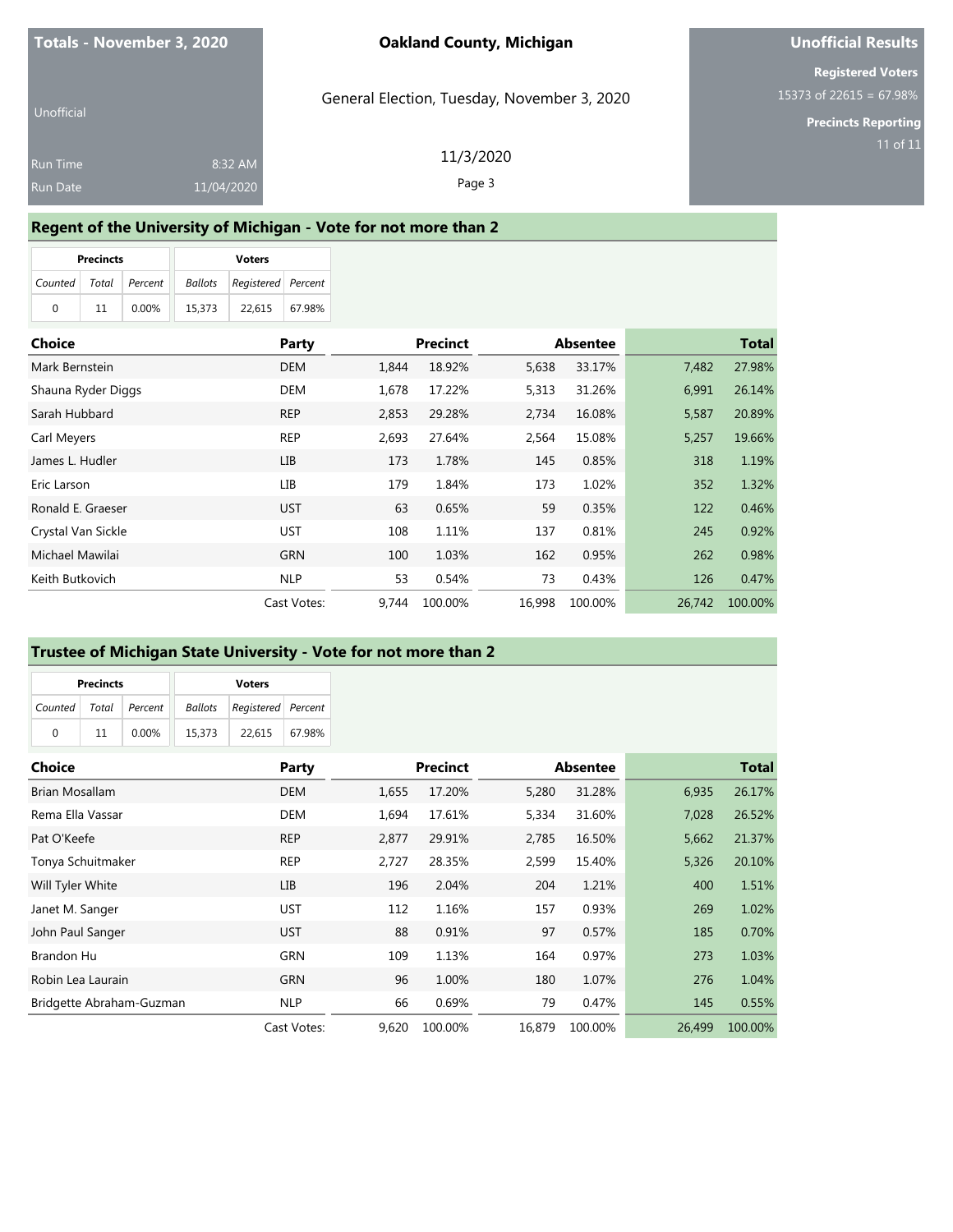**Totals - November 3, 2020**

Unofficial

Run Time 8:32 AM

Run Date 11/04/2020

**Oakland County, Michigan**

General Election, Tuesday, November 3, 2020

11/3/2020

**Unofficial Results**

**Registered Voters**

15373 of 22615 = 67.98%

**Precincts Reporting**

11 of 11

## Regent of the University of Michigan - Vote for not more than 2

| Precincts | | | Voters | | |
|---|---|---|---|---|---|
| Counted | Total | Percent | Ballots | Registered | Percent |
| 0 | 11 | 0.00% | 15,373 | 22,615 | 67.98% |

| Choice | Party | Precinct | | Absentee | | Total | |
|---|---|---|---|---|---|---|---|
| Mark Bernstein | DEM | 1,844 | 18.92% | 5,638 | 33.17% | 7,482 | 27.98% |
| Shauna Ryder Diggs | DEM | 1,678 | 17.22% | 5,313 | 31.26% | 6,991 | 26.14% |
| Sarah Hubbard | REP | 2,853 | 29.28% | 2,734 | 16.08% | 5,587 | 20.89% |
| Carl Meyers | REP | 2,693 | 27.64% | 2,564 | 15.08% | 5,257 | 19.66% |
| James L. Hudler | LIB | 173 | 1.78% | 145 | 0.85% | 318 | 1.19% |
| Eric Larson | LIB | 179 | 1.84% | 173 | 1.02% | 352 | 1.32% |
| Ronald E. Graeser | UST | 63 | 0.65% | 59 | 0.35% | 122 | 0.46% |
| Crystal Van Sickle | UST | 108 | 1.11% | 137 | 0.81% | 245 | 0.92% |
| Michael Mawilai | GRN | 100 | 1.03% | 162 | 0.95% | 262 | 0.98% |
| Keith Butkovich | NLP | 53 | 0.54% | 73 | 0.43% | 126 | 0.47% |
| | Cast Votes: | 9,744 | 100.00% | 16,998 | 100.00% | 26,742 | 100.00% |

## Trustee of Michigan State University - Vote for not more than 2

| Precincts | | | Voters | | |
|---|---|---|---|---|---|
| Counted | Total | Percent | Ballots | Registered | Percent |
| 0 | 11 | 0.00% | 15,373 | 22,615 | 67.98% |

| Choice | Party | Precinct | | Absentee | | Total | |
|---|---|---|---|---|---|---|---|
| Brian Mosallam | DEM | 1,655 | 17.20% | 5,280 | 31.28% | 6,935 | 26.17% |
| Rema Ella Vassar | DEM | 1,694 | 17.61% | 5,334 | 31.60% | 7,028 | 26.52% |
| Pat O'Keefe | REP | 2,877 | 29.91% | 2,785 | 16.50% | 5,662 | 21.37% |
| Tonya Schuitmaker | REP | 2,727 | 28.35% | 2,599 | 15.40% | 5,326 | 20.10% |
| Will Tyler White | LIB | 196 | 2.04% | 204 | 1.21% | 400 | 1.51% |
| Janet M. Sanger | UST | 112 | 1.16% | 157 | 0.93% | 269 | 1.02% |
| John Paul Sanger | UST | 88 | 0.91% | 97 | 0.57% | 185 | 0.70% |
| Brandon Hu | GRN | 109 | 1.13% | 164 | 0.97% | 273 | 1.03% |
| Robin Lea Laurain | GRN | 96 | 1.00% | 180 | 1.07% | 276 | 1.04% |
| Bridgette Abraham-Guzman | NLP | 66 | 0.69% | 79 | 0.47% | 145 | 0.55% |
| | Cast Votes: | 9,620 | 100.00% | 16,879 | 100.00% | 26,499 | 100.00% |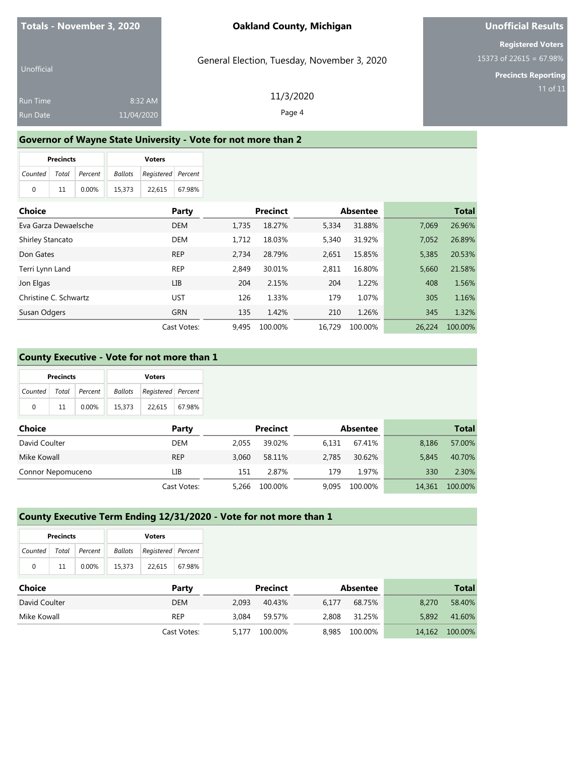| Totals - November 3, 2020 | |
|---|---|
| Unofficial | |
| Run Time | 8:32 AM |
| Run Date | 11/04/2020 |

**Oakland County, Michigan**

General Election, Tuesday, November 3, 2020

11/3/2020

**Unofficial Results**

**Registered Voters**
15373 of 22615 = 67.98%

**Precincts Reporting**
11 of 11

## Governor of Wayne State University - Vote for not more than 2

| Precincts | | | Voters | | |
|---|---|---|---|---|---|
| *Counted* | *Total* | *Percent* | *Ballots* | *Registered* | *Percent* |
| 0 | 11 | 0.00% | 15,373 | 22,615 | 67.98% |

| Choice | Party | Precinct | | Absentee | | Total | |
|---|---|---|---|---|---|---|---|
| Eva Garza Dewaelsche | DEM | 1,735 | 18.27% | 5,334 | 31.88% | 7,069 | 26.96% |
| Shirley Stancato | DEM | 1,712 | 18.03% | 5,340 | 31.92% | 7,052 | 26.89% |
| Don Gates | REP | 2,734 | 28.79% | 2,651 | 15.85% | 5,385 | 20.53% |
| Terri Lynn Land | REP | 2,849 | 30.01% | 2,811 | 16.80% | 5,660 | 21.58% |
| Jon Elgas | LIB | 204 | 2.15% | 204 | 1.22% | 408 | 1.56% |
| Christine C. Schwartz | UST | 126 | 1.33% | 179 | 1.07% | 305 | 1.16% |
| Susan Odgers | GRN | 135 | 1.42% | 210 | 1.26% | 345 | 1.32% |
| | Cast Votes: | 9,495 | 100.00% | 16,729 | 100.00% | 26,224 | 100.00% |

## County Executive - Vote for not more than 1

| Precincts | | | Voters | | |
|---|---|---|---|---|---|
| *Counted* | *Total* | *Percent* | *Ballots* | *Registered* | *Percent* |
| 0 | 11 | 0.00% | 15,373 | 22,615 | 67.98% |

| Choice | Party | Precinct | | Absentee | | Total | |
|---|---|---|---|---|---|---|---|
| David Coulter | DEM | 2,055 | 39.02% | 6,131 | 67.41% | 8,186 | 57.00% |
| Mike Kowall | REP | 3,060 | 58.11% | 2,785 | 30.62% | 5,845 | 40.70% |
| Connor Nepomuceno | LIB | 151 | 2.87% | 179 | 1.97% | 330 | 2.30% |
| | Cast Votes: | 5,266 | 100.00% | 9,095 | 100.00% | 14,361 | 100.00% |

## County Executive Term Ending 12/31/2020 - Vote for not more than 1

| Precincts | | | Voters | | |
|---|---|---|---|---|---|
| *Counted* | *Total* | *Percent* | *Ballots* | *Registered* | *Percent* |
| 0 | 11 | 0.00% | 15,373 | 22,615 | 67.98% |

| Choice | Party | Precinct | | Absentee | | Total | |
|---|---|---|---|---|---|---|---|
| David Coulter | DEM | 2,093 | 40.43% | 6,177 | 68.75% | 8,270 | 58.40% |
| Mike Kowall | REP | 3,084 | 59.57% | 2,808 | 31.25% | 5,892 | 41.60% |
| | Cast Votes: | 5,177 | 100.00% | 8,985 | 100.00% | 14,162 | 100.00% |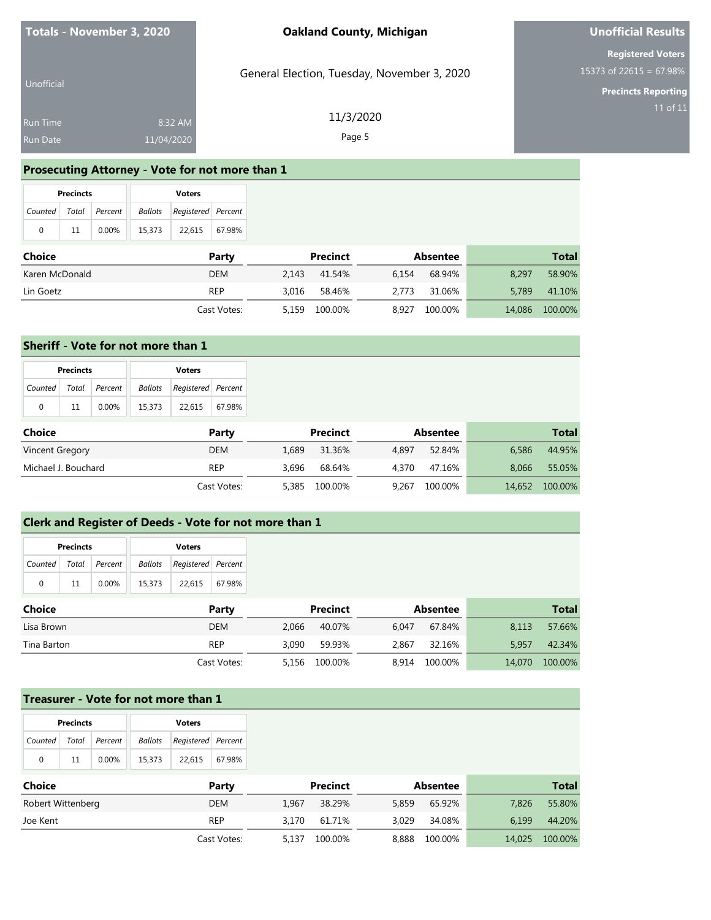**Totals - November 3, 2020**

Unofficial

Run Time 8:32 AM
Run Date 11/04/2020

**Oakland County, Michigan**

General Election, Tuesday, November 3, 2020

11/3/2020

**Unofficial Results**

**Registered Voters**
15373 of 22615 = 67.98%

**Precincts Reporting**
11 of 11

## Prosecuting Attorney - Vote for not more than 1

| Precincts | | | Voters | | |
|---|---|---|---|---|---|
| *Counted* | *Total* | *Percent* | *Ballots* | *Registered* | *Percent* |
| 0 | 11 | 0.00% | 15,373 | 22,615 | 67.98% |

| Choice | Party | Precinct | | Absentee | | Total | |
|---|---|---|---|---|---|---|---|
| Karen McDonald | DEM | 2,143 | 41.54% | 6,154 | 68.94% | 8,297 | 58.90% |
| Lin Goetz | REP | 3,016 | 58.46% | 2,773 | 31.06% | 5,789 | 41.10% |
| | Cast Votes: | 5,159 | 100.00% | 8,927 | 100.00% | 14,086 | 100.00% |

## Sheriff - Vote for not more than 1

| Precincts | | | Voters | | |
|---|---|---|---|---|---|
| *Counted* | *Total* | *Percent* | *Ballots* | *Registered* | *Percent* |
| 0 | 11 | 0.00% | 15,373 | 22,615 | 67.98% |

| Choice | Party | Precinct | | Absentee | | Total | |
|---|---|---|---|---|---|---|---|
| Vincent Gregory | DEM | 1,689 | 31.36% | 4,897 | 52.84% | 6,586 | 44.95% |
| Michael J. Bouchard | REP | 3,696 | 68.64% | 4,370 | 47.16% | 8,066 | 55.05% |
| | Cast Votes: | 5,385 | 100.00% | 9,267 | 100.00% | 14,652 | 100.00% |

## Clerk and Register of Deeds - Vote for not more than 1

| Precincts | | | Voters | | |
|---|---|---|---|---|---|
| *Counted* | *Total* | *Percent* | *Ballots* | *Registered* | *Percent* |
| 0 | 11 | 0.00% | 15,373 | 22,615 | 67.98% |

| Choice | Party | Precinct | | Absentee | | Total | |
|---|---|---|---|---|---|---|---|
| Lisa Brown | DEM | 2,066 | 40.07% | 6,047 | 67.84% | 8,113 | 57.66% |
| Tina Barton | REP | 3,090 | 59.93% | 2,867 | 32.16% | 5,957 | 42.34% |
| | Cast Votes: | 5,156 | 100.00% | 8,914 | 100.00% | 14,070 | 100.00% |

## Treasurer - Vote for not more than 1

| Precincts | | | Voters | | |
|---|---|---|---|---|---|
| *Counted* | *Total* | *Percent* | *Ballots* | *Registered* | *Percent* |
| 0 | 11 | 0.00% | 15,373 | 22,615 | 67.98% |

| Choice | Party | Precinct | | Absentee | | Total | |
|---|---|---|---|---|---|---|---|
| Robert Wittenberg | DEM | 1,967 | 38.29% | 5,859 | 65.92% | 7,826 | 55.80% |
| Joe Kent | REP | 3,170 | 61.71% | 3,029 | 34.08% | 6,199 | 44.20% |
| | Cast Votes: | 5,137 | 100.00% | 8,888 | 100.00% | 14,025 | 100.00% |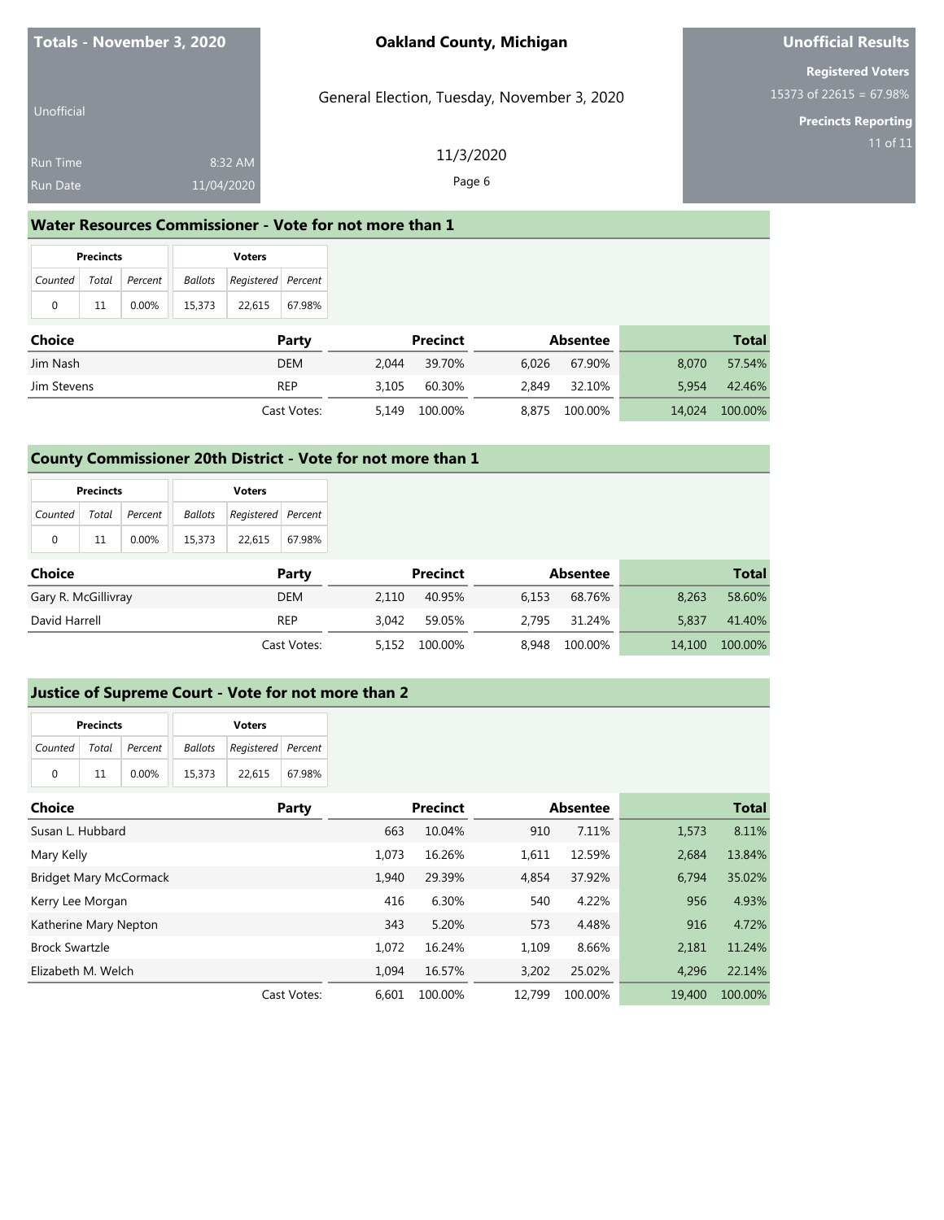**Totals - November 3, 2020**

Unofficial

Run Time 8:32 AM

Run Date 11/04/2020

**Oakland County, Michigan**

General Election, Tuesday, November 3, 2020

11/3/2020

**Unofficial Results**

**Registered Voters**

15373 of 22615 = 67.98%

**Precincts Reporting**

11 of 11

## Water Resources Commissioner - Vote for not more than 1

| Precincts | | | Voters | | |
|---|---|---|---|---|---|
| Counted | Total | Percent | Ballots | Registered | Percent |
| 0 | 11 | 0.00% | 15,373 | 22,615 | 67.98% |

| Choice | Party | Precinct | | Absentee | | Total | |
|---|---|---|---|---|---|---|---|
| Jim Nash | DEM | 2,044 | 39.70% | 6,026 | 67.90% | 8,070 | 57.54% |
| Jim Stevens | REP | 3,105 | 60.30% | 2,849 | 32.10% | 5,954 | 42.46% |
| | Cast Votes: | 5,149 | 100.00% | 8,875 | 100.00% | 14,024 | 100.00% |

## County Commissioner 20th District - Vote for not more than 1

| Precincts | | | Voters | | |
|---|---|---|---|---|---|
| Counted | Total | Percent | Ballots | Registered | Percent |
| 0 | 11 | 0.00% | 15,373 | 22,615 | 67.98% |

| Choice | Party | Precinct | | Absentee | | Total | |
|---|---|---|---|---|---|---|---|
| Gary R. McGillivray | DEM | 2,110 | 40.95% | 6,153 | 68.76% | 8,263 | 58.60% |
| David Harrell | REP | 3,042 | 59.05% | 2,795 | 31.24% | 5,837 | 41.40% |
| | Cast Votes: | 5,152 | 100.00% | 8,948 | 100.00% | 14,100 | 100.00% |

## Justice of Supreme Court - Vote for not more than 2

| Precincts | | | Voters | | |
|---|---|---|---|---|---|
| Counted | Total | Percent | Ballots | Registered | Percent |
| 0 | 11 | 0.00% | 15,373 | 22,615 | 67.98% |

| Choice | Party | Precinct | | Absentee | | Total | |
|---|---|---|---|---|---|---|---|
| Susan L. Hubbard | | 663 | 10.04% | 910 | 7.11% | 1,573 | 8.11% |
| Mary Kelly | | 1,073 | 16.26% | 1,611 | 12.59% | 2,684 | 13.84% |
| Bridget Mary McCormack | | 1,940 | 29.39% | 4,854 | 37.92% | 6,794 | 35.02% |
| Kerry Lee Morgan | | 416 | 6.30% | 540 | 4.22% | 956 | 4.93% |
| Katherine Mary Nepton | | 343 | 5.20% | 573 | 4.48% | 916 | 4.72% |
| Brock Swartzle | | 1,072 | 16.24% | 1,109 | 8.66% | 2,181 | 11.24% |
| Elizabeth M. Welch | | 1,094 | 16.57% | 3,202 | 25.02% | 4,296 | 22.14% |
| | Cast Votes: | 6,601 | 100.00% | 12,799 | 100.00% | 19,400 | 100.00% |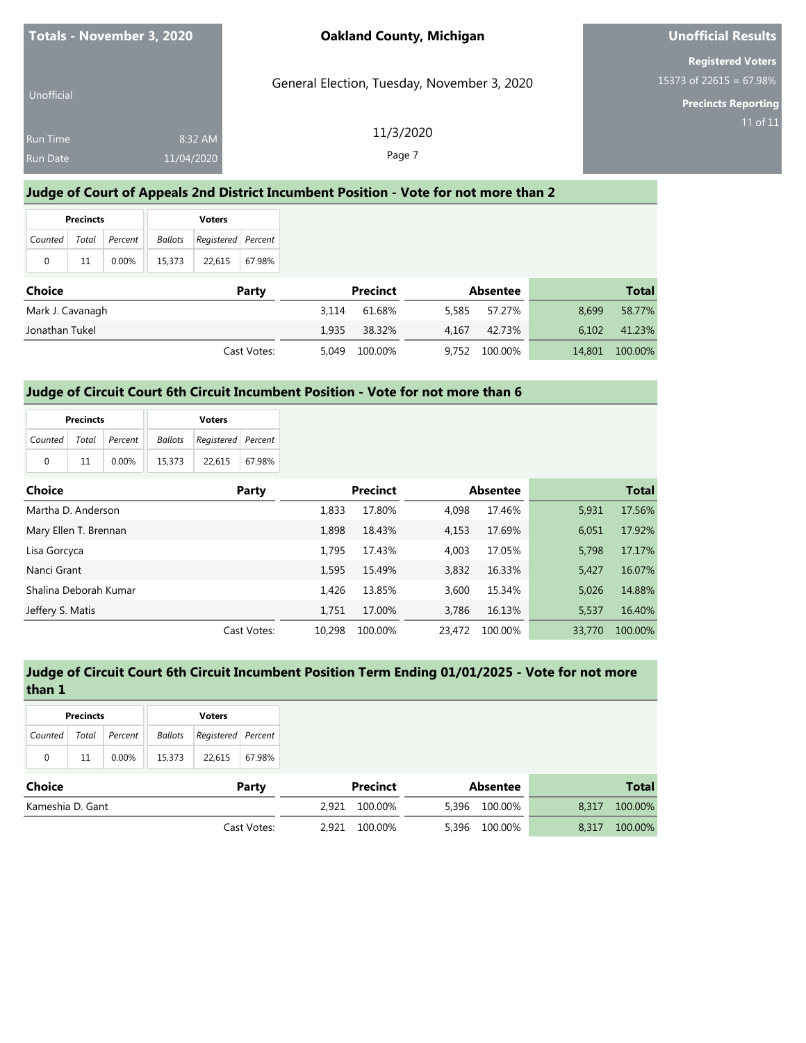**Totals - November 3, 2020**

Unofficial

Run Time 8:32 AM

Run Date 11/04/2020

**Oakland County, Michigan**

General Election, Tuesday, November 3, 2020

11/3/2020

**Unofficial Results**

**Registered Voters**

15373 of 22615 = 67.98%

**Precincts Reporting**

11 of 11

## Judge of Court of Appeals 2nd District Incumbent Position - Vote for not more than 2

| Precincts | | | Voters | | |
|---|---|---|---|---|---|
| *Counted* | *Total* | *Percent* | *Ballots* | *Registered* | *Percent* |
| 0 | 11 | 0.00% | 15,373 | 22,615 | 67.98% |

| Choice | Party | Precinct | | Absentee | | Total | |
|---|---|---|---|---|---|---|---|
| Mark J. Cavanagh | | 3,114 | 61.68% | 5,585 | 57.27% | 8,699 | 58.77% |
| Jonathan Tukel | | 1,935 | 38.32% | 4,167 | 42.73% | 6,102 | 41.23% |
| | Cast Votes: | 5,049 | 100.00% | 9,752 | 100.00% | 14,801 | 100.00% |

## Judge of Circuit Court 6th Circuit Incumbent Position - Vote for not more than 6

| Precincts | | | Voters | | |
|---|---|---|---|---|---|
| *Counted* | *Total* | *Percent* | *Ballots* | *Registered* | *Percent* |
| 0 | 11 | 0.00% | 15,373 | 22,615 | 67.98% |

| Choice | Party | Precinct | | Absentee | | Total | |
|---|---|---|---|---|---|---|---|
| Martha D. Anderson | | 1,833 | 17.80% | 4,098 | 17.46% | 5,931 | 17.56% |
| Mary Ellen T. Brennan | | 1,898 | 18.43% | 4,153 | 17.69% | 6,051 | 17.92% |
| Lisa Gorcyca | | 1,795 | 17.43% | 4,003 | 17.05% | 5,798 | 17.17% |
| Nanci Grant | | 1,595 | 15.49% | 3,832 | 16.33% | 5,427 | 16.07% |
| Shalina Deborah Kumar | | 1,426 | 13.85% | 3,600 | 15.34% | 5,026 | 14.88% |
| Jeffery S. Matis | | 1,751 | 17.00% | 3,786 | 16.13% | 5,537 | 16.40% |
| | Cast Votes: | 10,298 | 100.00% | 23,472 | 100.00% | 33,770 | 100.00% |

## Judge of Circuit Court 6th Circuit Incumbent Position Term Ending 01/01/2025 - Vote for not more than 1

| Precincts | | | Voters | | |
|---|---|---|---|---|---|
| *Counted* | *Total* | *Percent* | *Ballots* | *Registered* | *Percent* |
| 0 | 11 | 0.00% | 15,373 | 22,615 | 67.98% |

| Choice | Party | Precinct | | Absentee | | Total | |
|---|---|---|---|---|---|---|---|
| Kameshia D. Gant | | 2,921 | 100.00% | 5,396 | 100.00% | 8,317 | 100.00% |
| | Cast Votes: | 2,921 | 100.00% | 5,396 | 100.00% | 8,317 | 100.00% |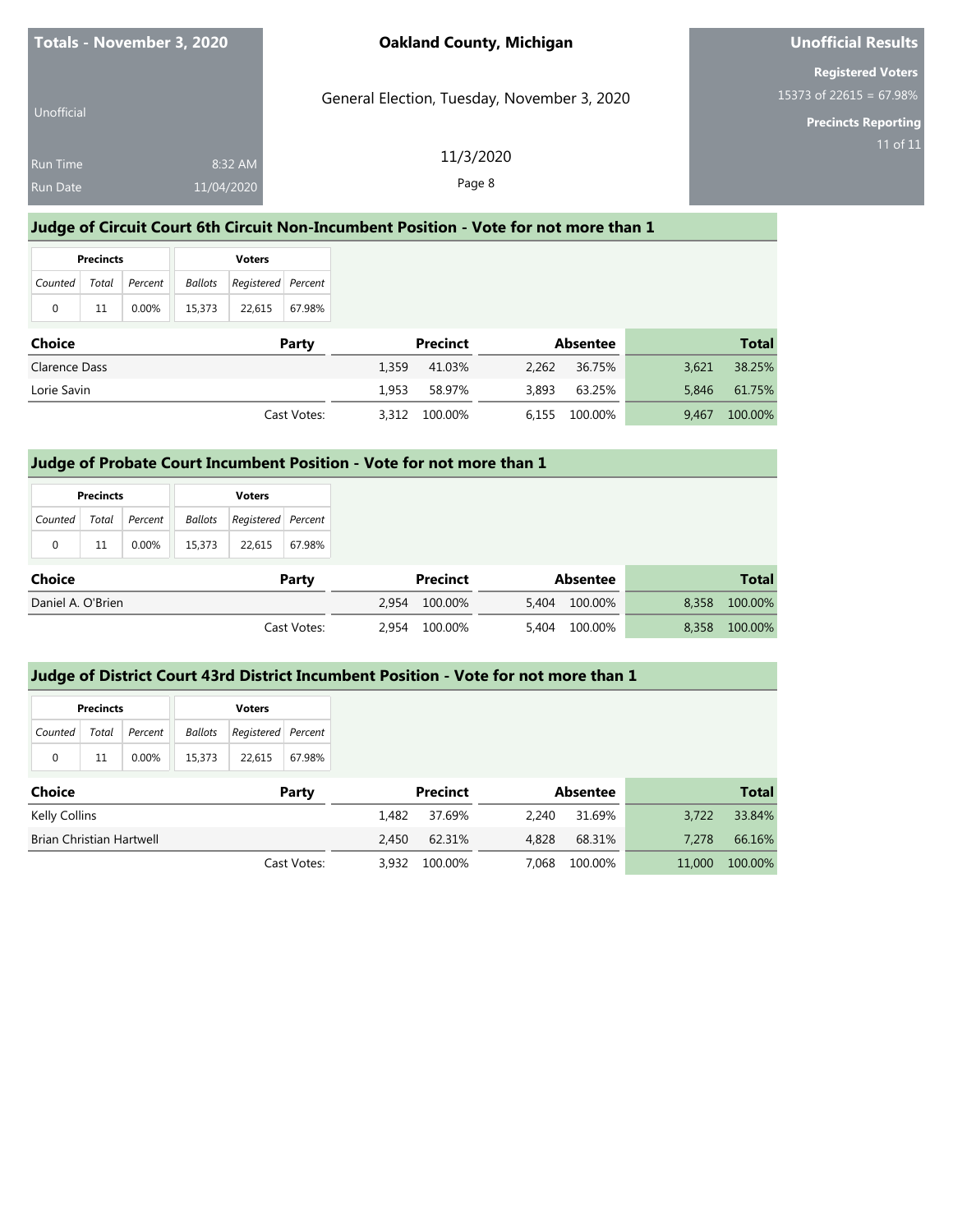# Judge of Circuit Court 6th Circuit Non-Incumbent Position - Vote for not more than 1

| Precincts | | | Voters | | |
|---|---|---|---|---|---|
| Counted | Total | Percent | Ballots | Registered | Percent |
| 0 | 11 | 0.00% | 15,373 | 22,615 | 67.98% |

| Choice | Party | Precinct | | Absentee | | Total | |
|---|---|---|---|---|---|---|---|
| Clarence Dass | | 1,359 | 41.03% | 2,262 | 36.75% | 3,621 | 38.25% |
| Lorie Savin | | 1,953 | 58.97% | 3,893 | 63.25% | 5,846 | 61.75% |
| | Cast Votes: | 3,312 | 100.00% | 6,155 | 100.00% | 9,467 | 100.00% |

# Judge of Probate Court Incumbent Position - Vote for not more than 1

| Precincts | | | Voters | | |
|---|---|---|---|---|---|
| Counted | Total | Percent | Ballots | Registered | Percent |
| 0 | 11 | 0.00% | 15,373 | 22,615 | 67.98% |

| Choice | Party | Precinct | | Absentee | | Total | |
|---|---|---|---|---|---|---|---|
| Daniel A. O'Brien | | 2,954 | 100.00% | 5,404 | 100.00% | 8,358 | 100.00% |
| | Cast Votes: | 2,954 | 100.00% | 5,404 | 100.00% | 8,358 | 100.00% |

# Judge of District Court 43rd District Incumbent Position - Vote for not more than 1

| Precincts | | | Voters | | |
|---|---|---|---|---|---|
| Counted | Total | Percent | Ballots | Registered | Percent |
| 0 | 11 | 0.00% | 15,373 | 22,615 | 67.98% |

| Choice | Party | Precinct | | Absentee | | Total | |
|---|---|---|---|---|---|---|---|
| Kelly Collins | | 1,482 | 37.69% | 2,240 | 31.69% | 3,722 | 33.84% |
| Brian Christian Hartwell | | 2,450 | 62.31% | 4,828 | 68.31% | 7,278 | 66.16% |
| | Cast Votes: | 3,932 | 100.00% | 7,068 | 100.00% | 11,000 | 100.00% |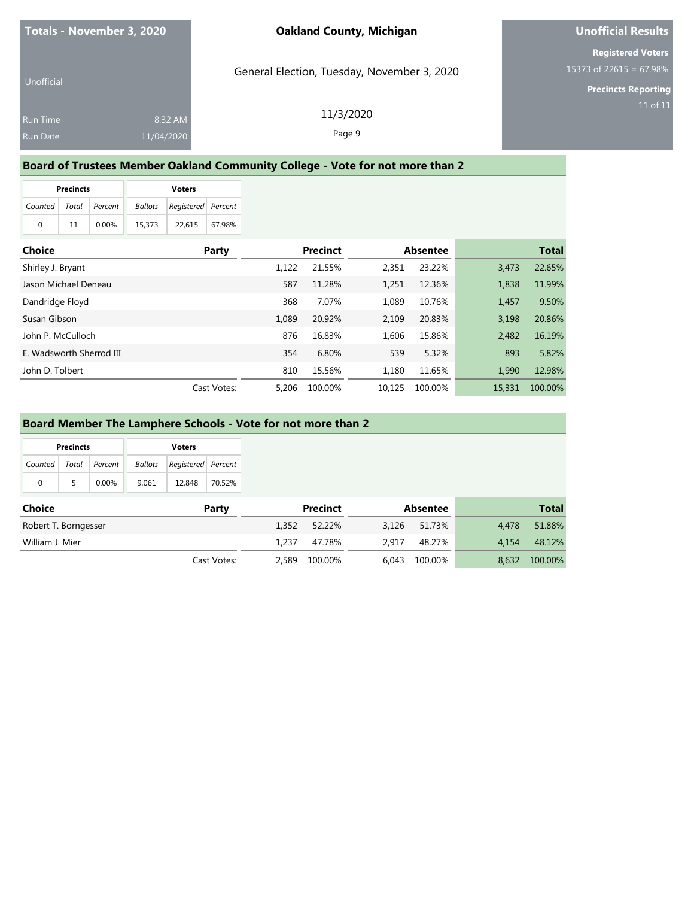**Totals - November 3, 2020**

Unofficial

Run Time 8:32 AM

Run Date 11/04/2020

**Oakland County, Michigan**

General Election, Tuesday, November 3, 2020

11/3/2020

**Unofficial Results**

**Registered Voters**

15373 of 22615 = 67.98%

**Precincts Reporting**

11 of 11

## Board of Trustees Member Oakland Community College - Vote for not more than 2

| Precincts | | | Voters | | |
|---|---|---|---|---|---|
| *Counted* | *Total* | *Percent* | *Ballots* | *Registered* | *Percent* |
| 0 | 11 | 0.00% | 15,373 | 22,615 | 67.98% |

| Choice | Party | Precinct | | Absentee | | Total | |
|---|---|---|---|---|---|---|---|
| Shirley J. Bryant | | 1,122 | 21.55% | 2,351 | 23.22% | 3,473 | 22.65% |
| Jason Michael Deneau | | 587 | 11.28% | 1,251 | 12.36% | 1,838 | 11.99% |
| Dandridge Floyd | | 368 | 7.07% | 1,089 | 10.76% | 1,457 | 9.50% |
| Susan Gibson | | 1,089 | 20.92% | 2,109 | 20.83% | 3,198 | 20.86% |
| John P. McCulloch | | 876 | 16.83% | 1,606 | 15.86% | 2,482 | 16.19% |
| E. Wadsworth Sherrod III | | 354 | 6.80% | 539 | 5.32% | 893 | 5.82% |
| John D. Tolbert | | 810 | 15.56% | 1,180 | 11.65% | 1,990 | 12.98% |
| | Cast Votes: | 5,206 | 100.00% | 10,125 | 100.00% | 15,331 | 100.00% |

## Board Member The Lamphere Schools - Vote for not more than 2

| Precincts | | | Voters | | |
|---|---|---|---|---|---|
| *Counted* | *Total* | *Percent* | *Ballots* | *Registered* | *Percent* |
| 0 | 5 | 0.00% | 9,061 | 12,848 | 70.52% |

| Choice | Party | Precinct | | Absentee | | Total | |
|---|---|---|---|---|---|---|---|
| Robert T. Borngesser | | 1,352 | 52.22% | 3,126 | 51.73% | 4,478 | 51.88% |
| William J. Mier | | 1,237 | 47.78% | 2,917 | 48.27% | 4,154 | 48.12% |
| | Cast Votes: | 2,589 | 100.00% | 6,043 | 100.00% | 8,632 | 100.00% |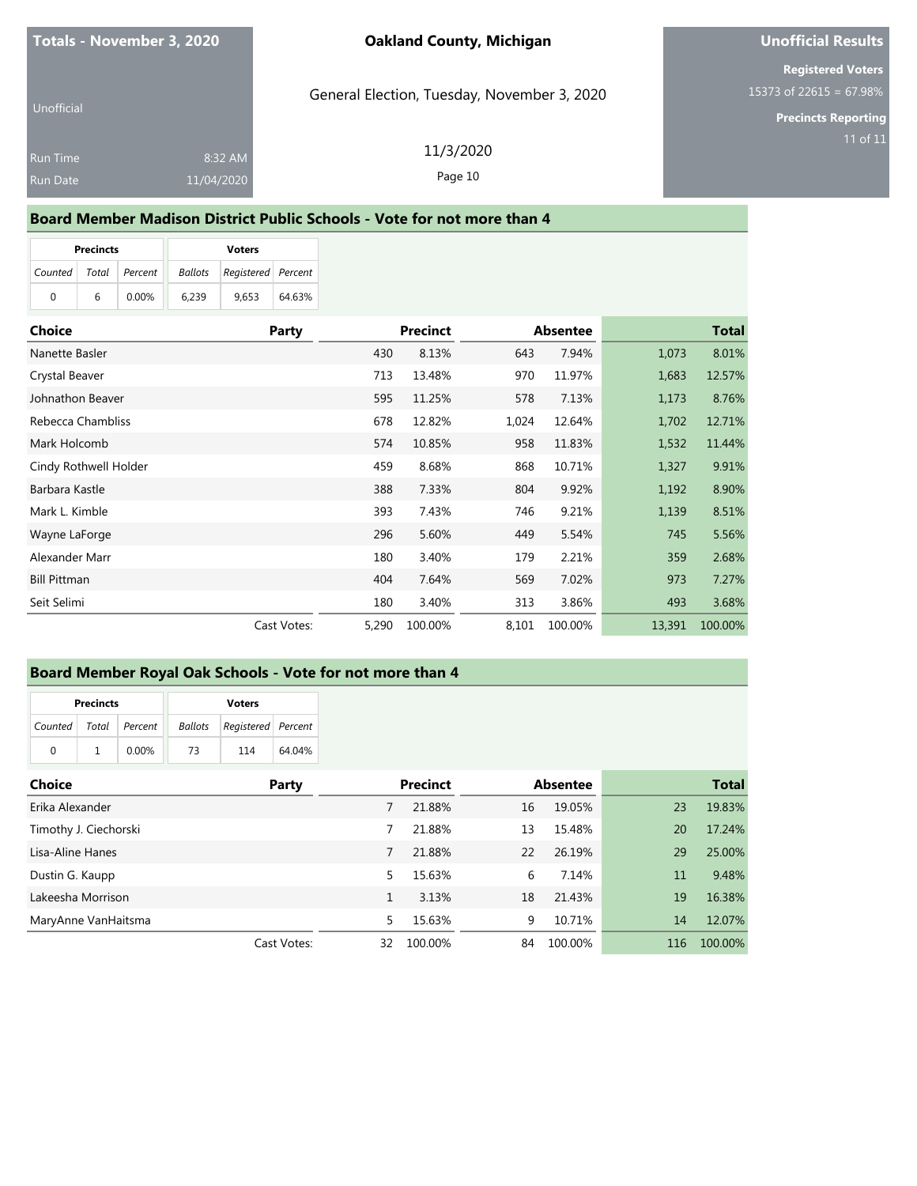**Totals - November 3, 2020**

Unofficial

| | |
|---|---|
| Run Time | 8:32 AM |
| Run Date | 11/04/2020 |

**Oakland County, Michigan**

General Election, Tuesday, November 3, 2020

11/3/2020

**Unofficial Results**

**Registered Voters**
15373 of 22615 = 67.98%

**Precincts Reporting**
11 of 11

## Board Member Madison District Public Schools - Vote for not more than 4

| Precincts | | | Voters | | |
|---|---|---|---|---|---|
| Counted | Total | Percent | Ballots | Registered | Percent |
| 0 | 6 | 0.00% | 6,239 | 9,653 | 64.63% |

| Choice | Party | Precinct | | Absentee | | Total | |
|---|---|---|---|---|---|---|---|
| Nanette Basler | | 430 | 8.13% | 643 | 7.94% | 1,073 | 8.01% |
| Crystal Beaver | | 713 | 13.48% | 970 | 11.97% | 1,683 | 12.57% |
| Johnathon Beaver | | 595 | 11.25% | 578 | 7.13% | 1,173 | 8.76% |
| Rebecca Chambliss | | 678 | 12.82% | 1,024 | 12.64% | 1,702 | 12.71% |
| Mark Holcomb | | 574 | 10.85% | 958 | 11.83% | 1,532 | 11.44% |
| Cindy Rothwell Holder | | 459 | 8.68% | 868 | 10.71% | 1,327 | 9.91% |
| Barbara Kastle | | 388 | 7.33% | 804 | 9.92% | 1,192 | 8.90% |
| Mark L. Kimble | | 393 | 7.43% | 746 | 9.21% | 1,139 | 8.51% |
| Wayne LaForge | | 296 | 5.60% | 449 | 5.54% | 745 | 5.56% |
| Alexander Marr | | 180 | 3.40% | 179 | 2.21% | 359 | 2.68% |
| Bill Pittman | | 404 | 7.64% | 569 | 7.02% | 973 | 7.27% |
| Seit Selimi | | 180 | 3.40% | 313 | 3.86% | 493 | 3.68% |
| | Cast Votes: | 5,290 | 100.00% | 8,101 | 100.00% | 13,391 | 100.00% |

## Board Member Royal Oak Schools - Vote for not more than 4

| Precincts | | | Voters | | |
|---|---|---|---|---|---|
| Counted | Total | Percent | Ballots | Registered | Percent |
| 0 | 1 | 0.00% | 73 | 114 | 64.04% |

| Choice | Party | Precinct | | Absentee | | Total | |
|---|---|---|---|---|---|---|---|
| Erika Alexander | | 7 | 21.88% | 16 | 19.05% | 23 | 19.83% |
| Timothy J. Ciechorski | | 7 | 21.88% | 13 | 15.48% | 20 | 17.24% |
| Lisa-Aline Hanes | | 7 | 21.88% | 22 | 26.19% | 29 | 25.00% |
| Dustin G. Kaupp | | 5 | 15.63% | 6 | 7.14% | 11 | 9.48% |
| Lakeesha Morrison | | 1 | 3.13% | 18 | 21.43% | 19 | 16.38% |
| MaryAnne VanHaitsma | | 5 | 15.63% | 9 | 10.71% | 14 | 12.07% |
| | Cast Votes: | 32 | 100.00% | 84 | 100.00% | 116 | 100.00% |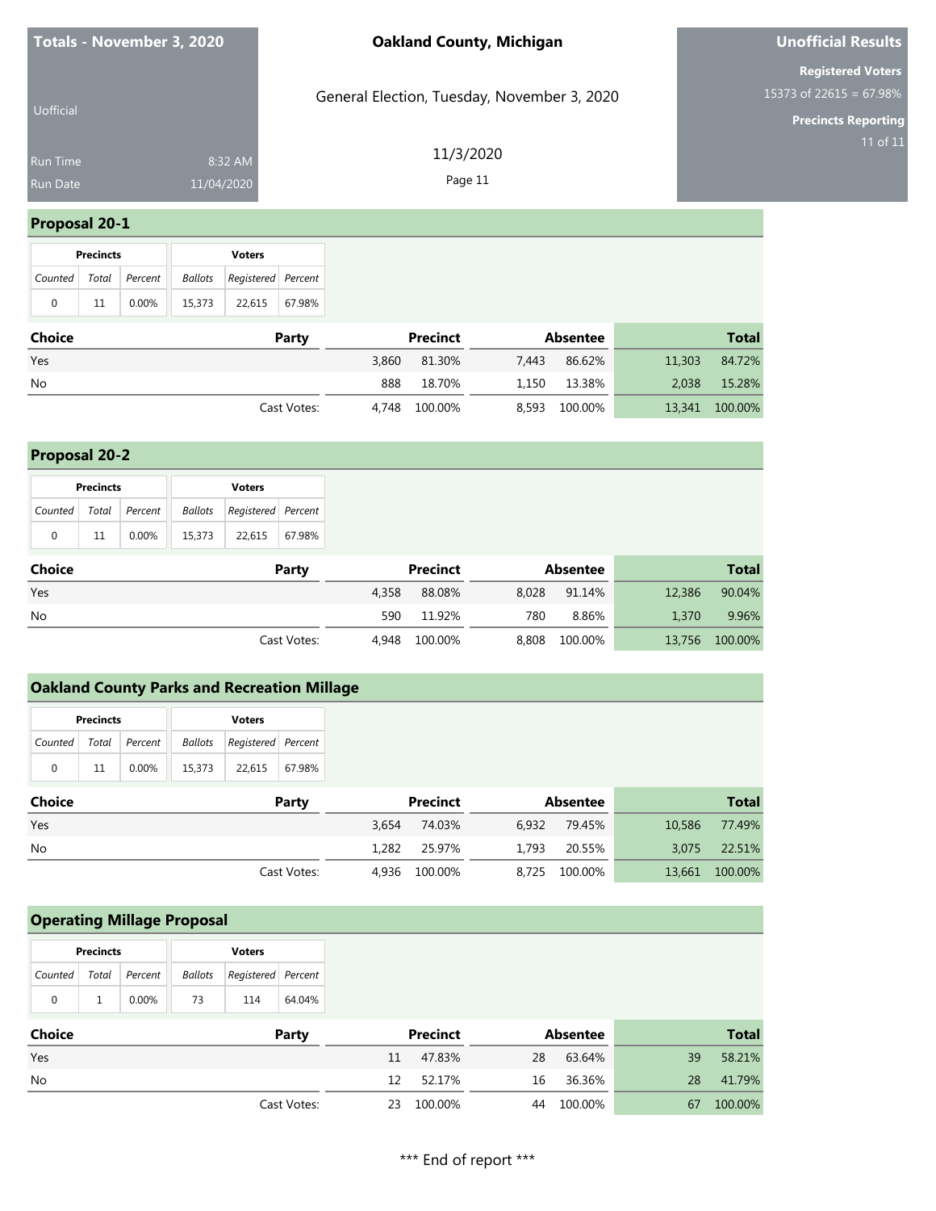**Totals - November 3, 2020**

Uofficial

Run Time 8:32 AM
Run Date 11/04/2020

**Oakland County, Michigan**

General Election, Tuesday, November 3, 2020

11/3/2020

**Unofficial Results**

**Registered Voters**
15373 of 22615 = 67.98%

**Precincts Reporting**
11 of 11

## Proposal 20-1

| Precincts | | | Voters | | |
|---|---|---|---|---|---|
| *Counted* | *Total* | *Percent* | *Ballots* | *Registered* | *Percent* |
| 0 | 11 | 0.00% | 15,373 | 22,615 | 67.98% |

| Choice | Party | Precinct | | Absentee | | Total | |
|---|---|---|---|---|---|---|---|
| Yes | | 3,860 | 81.30% | 7,443 | 86.62% | 11,303 | 84.72% |
| No | | 888 | 18.70% | 1,150 | 13.38% | 2,038 | 15.28% |
| | Cast Votes: | 4,748 | 100.00% | 8,593 | 100.00% | 13,341 | 100.00% |

## Proposal 20-2

| Precincts | | | Voters | | |
|---|---|---|---|---|---|
| *Counted* | *Total* | *Percent* | *Ballots* | *Registered* | *Percent* |
| 0 | 11 | 0.00% | 15,373 | 22,615 | 67.98% |

| Choice | Party | Precinct | | Absentee | | Total | |
|---|---|---|---|---|---|---|---|
| Yes | | 4,358 | 88.08% | 8,028 | 91.14% | 12,386 | 90.04% |
| No | | 590 | 11.92% | 780 | 8.86% | 1,370 | 9.96% |
| | Cast Votes: | 4,948 | 100.00% | 8,808 | 100.00% | 13,756 | 100.00% |

## Oakland County Parks and Recreation Millage

| Precincts | | | Voters | | |
|---|---|---|---|---|---|
| *Counted* | *Total* | *Percent* | *Ballots* | *Registered* | *Percent* |
| 0 | 11 | 0.00% | 15,373 | 22,615 | 67.98% |

| Choice | Party | Precinct | | Absentee | | Total | |
|---|---|---|---|---|---|---|---|
| Yes | | 3,654 | 74.03% | 6,932 | 79.45% | 10,586 | 77.49% |
| No | | 1,282 | 25.97% | 1,793 | 20.55% | 3,075 | 22.51% |
| | Cast Votes: | 4,936 | 100.00% | 8,725 | 100.00% | 13,661 | 100.00% |

## Operating Millage Proposal

| Precincts | | | Voters | | |
|---|---|---|---|---|---|
| *Counted* | *Total* | *Percent* | *Ballots* | *Registered* | *Percent* |
| 0 | 1 | 0.00% | 73 | 114 | 64.04% |

| Choice | Party | Precinct | | Absentee | | Total | |
|---|---|---|---|---|---|---|---|
| Yes | | 11 | 47.83% | 28 | 63.64% | 39 | 58.21% |
| No | | 12 | 52.17% | 16 | 36.36% | 28 | 41.79% |
| | Cast Votes: | 23 | 100.00% | 44 | 100.00% | 67 | 100.00% |

*** End of report ***